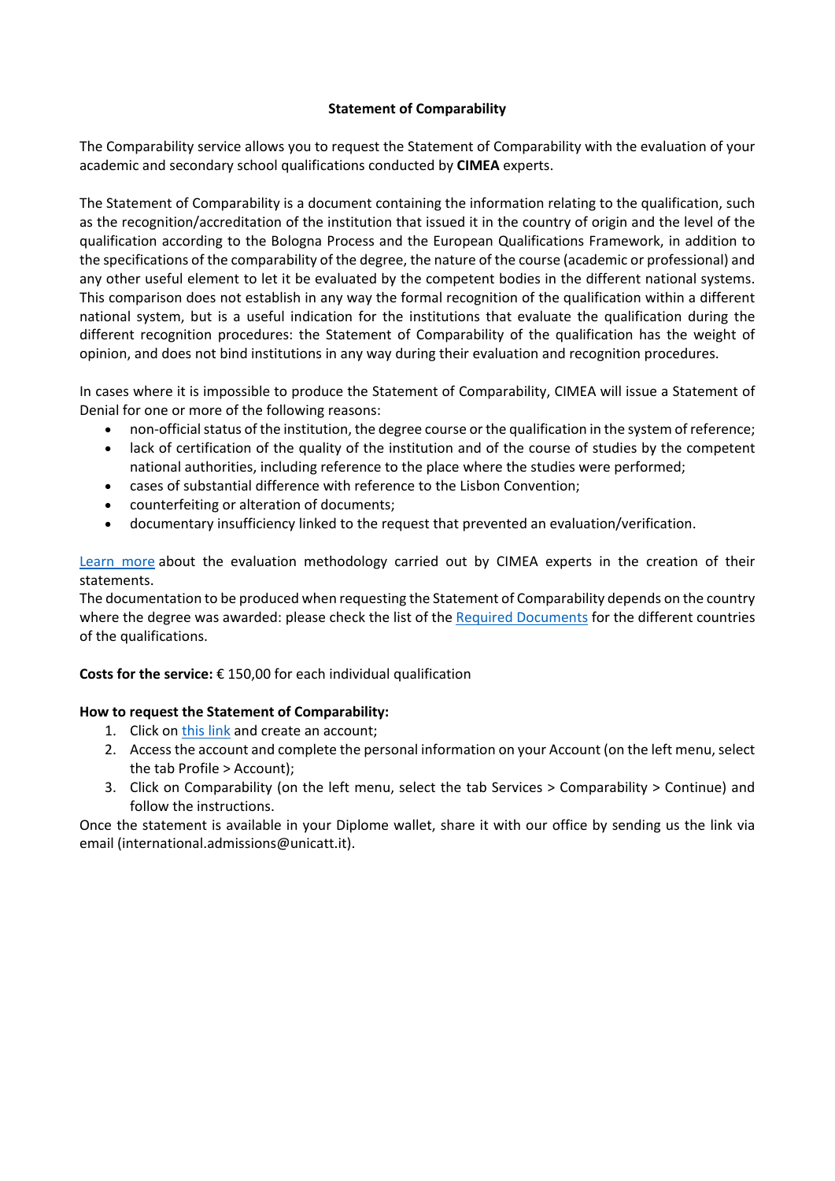# Statement of Comparability

The Comparability service allows you to request the Statement of Comparability with the evaluation of your academic and secondary school qualifications conducted by **CIMEA** experts.

The Statement of Comparability is a document containing the information relating to the qualification, such as the recognition/accreditation of the institution that issued it in the country of origin and the level of the qualification according to the Bologna Process and the European Qualifications Framework, in addition to the specifications of the comparability of the degree, the nature of the course (academic or professional) and any other useful element to let it be evaluated by the competent bodies in the different national systems. This comparison does not establish in any way the formal recognition of the qualification within a different national system, but is a useful indication for the institutions that evaluate the qualification during the different recognition procedures: the Statement of Comparability of the qualification has the weight of opinion, and does not bind institutions in any way during their evaluation and recognition procedures.

In cases where it is impossible to produce the Statement of Comparability, CIMEA will issue a Statement of Denial for one or more of the following reasons:

- non-official status of the institution, the degree course or the qualification in the system of reference;
- lack of certification of the quality of the institution and of the course of studies by the competent national authorities, including reference to the place where the studies were performed;
- cases of substantial difference with reference to the Lisbon Convention;
- counterfeiting or alteration of documents;
- documentary insufficiency linked to the request that prevented an evaluation/verification.

Learn more about the evaluation methodology carried out by CIMEA experts in the creation of their statements.
The documentation to be produced when requesting the Statement of Comparability depends on the country where the degree was awarded: please check the list of the Required Documents for the different countries of the qualifications.

**Costs for the service:** € 150,00 for each individual qualification

**How to request the Statement of Comparability:**

1. Click on this link and create an account;
2. Access the account and complete the personal information on your Account (on the left menu, select the tab Profile > Account);
3. Click on Comparability (on the left menu, select the tab Services > Comparability > Continue) and follow the instructions.

Once the statement is available in your Diplome wallet, share it with our office by sending us the link via email (international.admissions@unicatt.it).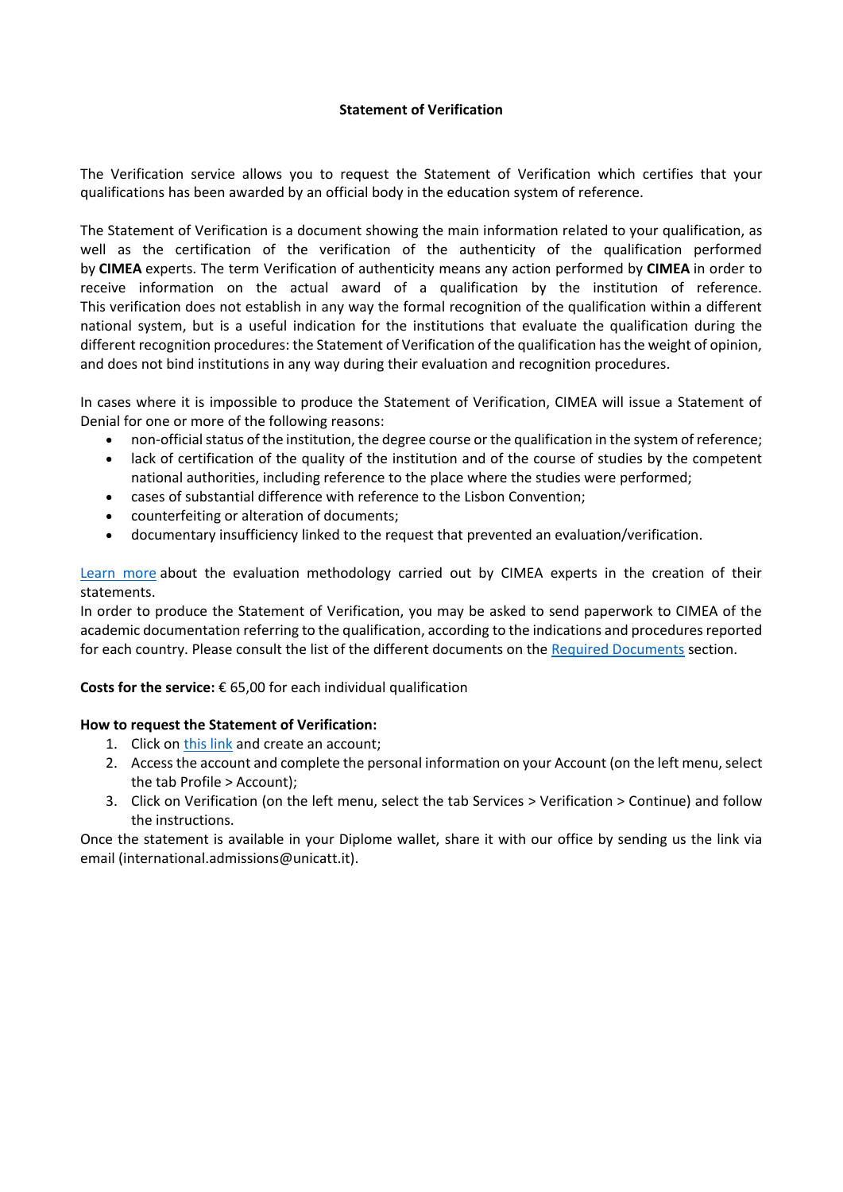## Statement of Verification

The Verification service allows you to request the Statement of Verification which certifies that your qualifications has been awarded by an official body in the education system of reference.

The Statement of Verification is a document showing the main information related to your qualification, as well as the certification of the verification of the authenticity of the qualification performed by **CIMEA** experts. The term Verification of authenticity means any action performed by **CIMEA** in order to receive information on the actual award of a qualification by the institution of reference. This verification does not establish in any way the formal recognition of the qualification within a different national system, but is a useful indication for the institutions that evaluate the qualification during the different recognition procedures: the Statement of Verification of the qualification has the weight of opinion, and does not bind institutions in any way during their evaluation and recognition procedures.

In cases where it is impossible to produce the Statement of Verification, CIMEA will issue a Statement of Denial for one or more of the following reasons:

- non-official status of the institution, the degree course or the qualification in the system of reference;
- lack of certification of the quality of the institution and of the course of studies by the competent national authorities, including reference to the place where the studies were performed;
- cases of substantial difference with reference to the Lisbon Convention;
- counterfeiting or alteration of documents;
- documentary insufficiency linked to the request that prevented an evaluation/verification.

Learn more about the evaluation methodology carried out by CIMEA experts in the creation of their statements.
In order to produce the Statement of Verification, you may be asked to send paperwork to CIMEA of the academic documentation referring to the qualification, according to the indications and procedures reported for each country. Please consult the list of the different documents on the Required Documents section.

**Costs for the service:** € 65,00 for each individual qualification

**How to request the Statement of Verification:**

1. Click on this link and create an account;
2. Access the account and complete the personal information on your Account (on the left menu, select the tab Profile > Account);
3. Click on Verification (on the left menu, select the tab Services > Verification > Continue) and follow the instructions.

Once the statement is available in your Diplome wallet, share it with our office by sending us the link via email (international.admissions@unicatt.it).